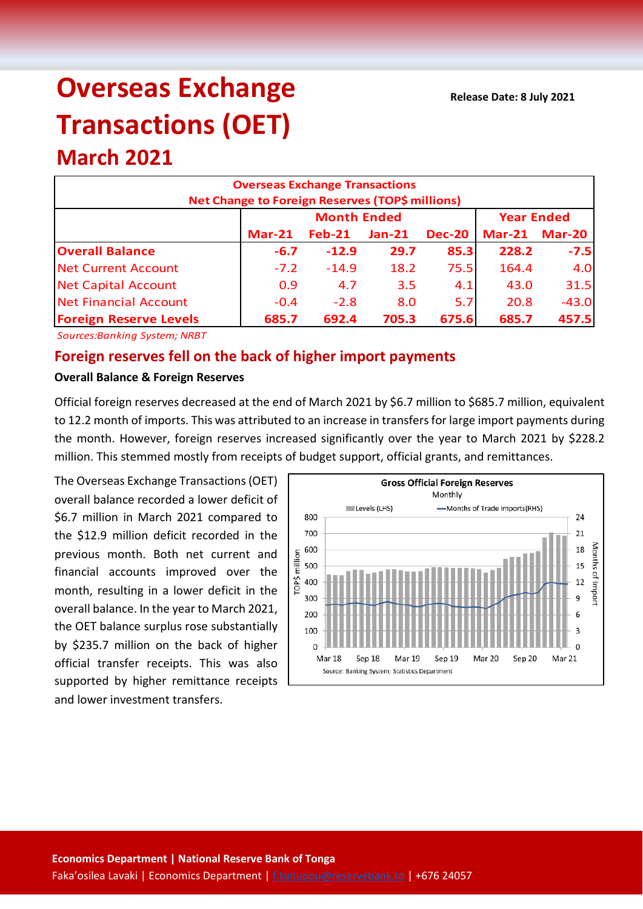# Overseas Exchange Transactions (OET)

## March 2021

**Release Date: 8 July 2021**

| Overseas Exchange Transactions<br>Net Change to Foreign Reserves (TOP$ millions) | | | | | | |
|---|---|---|---|---|---|---|
| | Month Ended | | | | Year Ended | |
| | Mar-21 | Feb-21 | Jan-21 | Dec-20 | Mar-21 | Mar-20 |
| **Overall Balance** | **-6.7** | **-12.9** | **29.7** | **85.3** | **228.2** | **-7.5** |
| Net Current Account | -7.2 | -14.9 | 18.2 | 75.5 | 164.4 | 4.0 |
| Net Capital Account | 0.9 | 4.7 | 3.5 | 4.1 | 43.0 | 31.5 |
| Net Financial Account | -0.4 | -2.8 | 8.0 | 5.7 | 20.8 | -43.0 |
| **Foreign Reserve Levels** | **685.7** | **692.4** | **705.3** | **675.6** | **685.7** | **457.5** |

*Sources:Banking System; NRBT*

## Foreign reserves fell on the back of higher import payments

**Overall Balance & Foreign Reserves**

Official foreign reserves decreased at the end of March 2021 by $6.7 million to $685.7 million, equivalent to 12.2 month of imports. This was attributed to an increase in transfers for large import payments during the month. However, foreign reserves increased significantly over the year to March 2021 by $228.2 million. This stemmed mostly from receipts of budget support, official grants, and remittances.

The Overseas Exchange Transactions (OET) overall balance recorded a lower deficit of $6.7 million in March 2021 compared to the $12.9 million deficit recorded in the previous month. Both net current and financial accounts improved over the month, resulting in a lower deficit in the overall balance. In the year to March 2021, the OET balance surplus rose substantially by $235.7 million on the back of higher official transfer receipts. This was also supported by higher remittance receipts and lower investment transfers.

**Gross Official Foreign Reserves**
Monthly

Levels (LHS) — Months of Trade Imports(RHS)

Source: Banking System; Statistics Department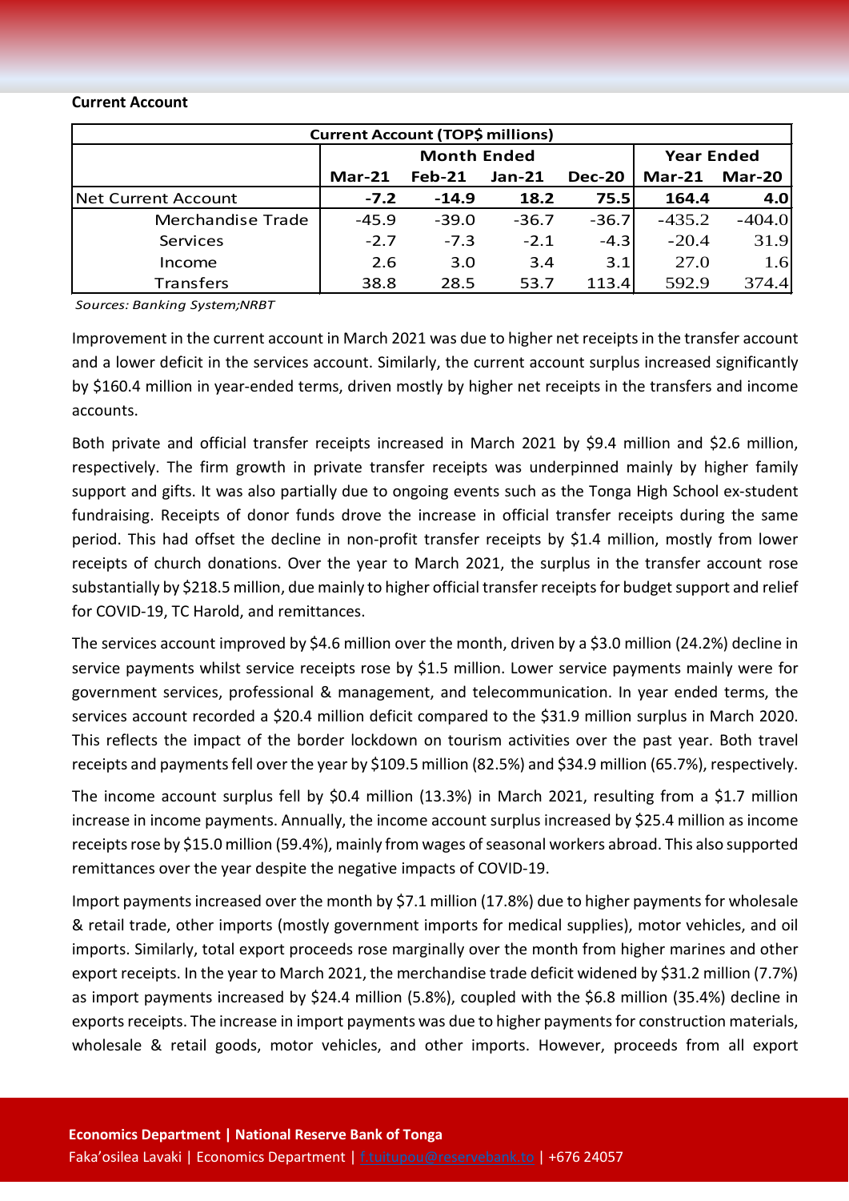**Current Account**

| Current Account (TOP$ millions) | | | | | | |
|---|---|---|---|---|---|---|
| | Month Ended | | | | Year Ended | |
| | Mar-21 | Feb-21 | Jan-21 | Dec-20 | Mar-21 | Mar-20 |
| Net Current Account | **-7.2** | **-14.9** | **18.2** | **75.5** | **164.4** | **4.0** |
| Merchandise Trade | -45.9 | -39.0 | -36.7 | -36.7 | -435.2 | -404.0 |
| Services | -2.7 | -7.3 | -2.1 | -4.3 | -20.4 | 31.9 |
| Income | 2.6 | 3.0 | 3.4 | 3.1 | 27.0 | 1.6 |
| Transfers | 38.8 | 28.5 | 53.7 | 113.4 | 592.9 | 374.4 |

*Sources: Banking System;NRBT*

Improvement in the current account in March 2021 was due to higher net receipts in the transfer account and a lower deficit in the services account. Similarly, the current account surplus increased significantly by $160.4 million in year-ended terms, driven mostly by higher net receipts in the transfers and income accounts.

Both private and official transfer receipts increased in March 2021 by $9.4 million and $2.6 million, respectively. The firm growth in private transfer receipts was underpinned mainly by higher family support and gifts. It was also partially due to ongoing events such as the Tonga High School ex-student fundraising. Receipts of donor funds drove the increase in official transfer receipts during the same period. This had offset the decline in non-profit transfer receipts by $1.4 million, mostly from lower receipts of church donations. Over the year to March 2021, the surplus in the transfer account rose substantially by $218.5 million, due mainly to higher official transfer receipts for budget support and relief for COVID-19, TC Harold, and remittances.

The services account improved by $4.6 million over the month, driven by a $3.0 million (24.2%) decline in service payments whilst service receipts rose by $1.5 million. Lower service payments mainly were for government services, professional & management, and telecommunication. In year ended terms, the services account recorded a $20.4 million deficit compared to the $31.9 million surplus in March 2020. This reflects the impact of the border lockdown on tourism activities over the past year. Both travel receipts and payments fell over the year by $109.5 million (82.5%) and $34.9 million (65.7%), respectively.

The income account surplus fell by $0.4 million (13.3%) in March 2021, resulting from a $1.7 million increase in income payments. Annually, the income account surplus increased by $25.4 million as income receipts rose by $15.0 million (59.4%), mainly from wages of seasonal workers abroad. This also supported remittances over the year despite the negative impacts of COVID-19.

Import payments increased over the month by $7.1 million (17.8%) due to higher payments for wholesale & retail trade, other imports (mostly government imports for medical supplies), motor vehicles, and oil imports. Similarly, total export proceeds rose marginally over the month from higher marines and other export receipts. In the year to March 2021, the merchandise trade deficit widened by $31.2 million (7.7%) as import payments increased by $24.4 million (5.8%), coupled with the $6.8 million (35.4%) decline in exports receipts. The increase in import payments was due to higher payments for construction materials, wholesale & retail goods, motor vehicles, and other imports. However, proceeds from all export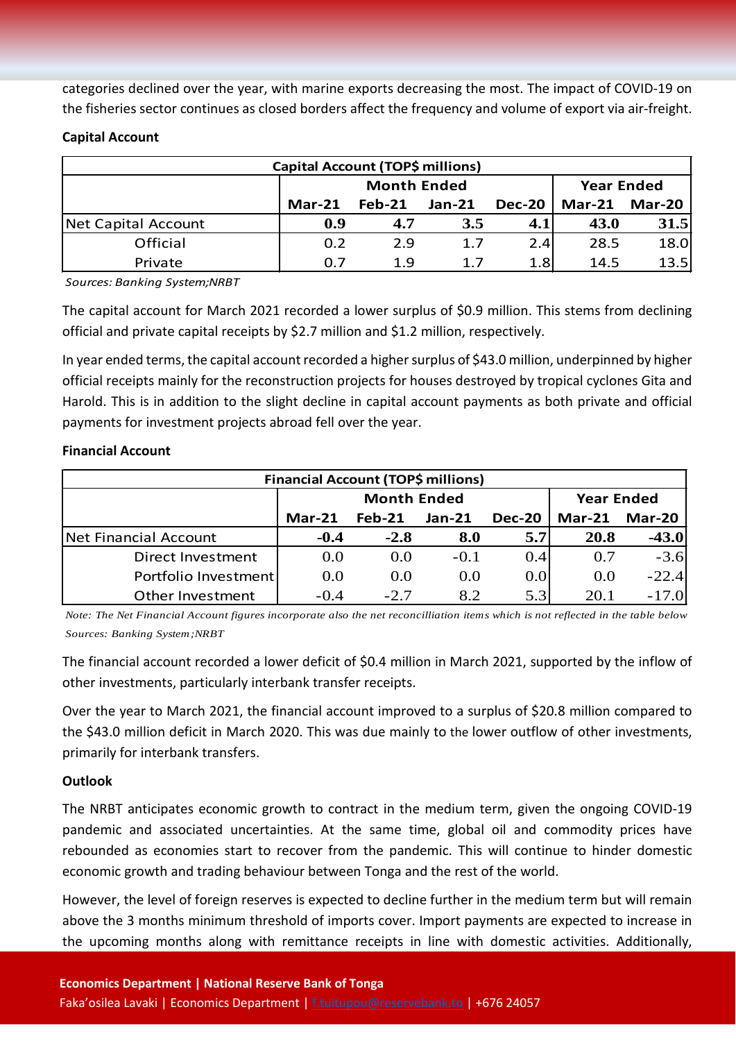categories declined over the year, with marine exports decreasing the most. The impact of COVID-19 on the fisheries sector continues as closed borders affect the frequency and volume of export via air-freight.

**Capital Account**

| Capital Account (TOP$ millions) | | | | | | |
|---|---|---|---|---|---|---|
| | Month Ended | | | | Year Ended | |
| | Mar-21 | Feb-21 | Jan-21 | Dec-20 | Mar-21 | Mar-20 |
| Net Capital Account | **0.9** | **4.7** | **3.5** | **4.1** | **43.0** | **31.5** |
| Official | 0.2 | 2.9 | 1.7 | 2.4 | 28.5 | 18.0 |
| Private | 0.7 | 1.9 | 1.7 | 1.8 | 14.5 | 13.5 |

*Sources: Banking System;NRBT*

The capital account for March 2021 recorded a lower surplus of $0.9 million. This stems from declining official and private capital receipts by $2.7 million and $1.2 million, respectively.

In year ended terms, the capital account recorded a higher surplus of $43.0 million, underpinned by higher official receipts mainly for the reconstruction projects for houses destroyed by tropical cyclones Gita and Harold. This is in addition to the slight decline in capital account payments as both private and official payments for investment projects abroad fell over the year.

**Financial Account**

| Financial Account (TOP$ millions) | | | | | | |
|---|---|---|---|---|---|---|
| | Month Ended | | | | Year Ended | |
| | Mar-21 | Feb-21 | Jan-21 | Dec-20 | Mar-21 | Mar-20 |
| Net Financial Account | **-0.4** | **-2.8** | **8.0** | **5.7** | **20.8** | **-43.0** |
| Direct Investment | 0.0 | 0.0 | -0.1 | 0.4 | 0.7 | -3.6 |
| Portfolio Investment | 0.0 | 0.0 | 0.0 | 0.0 | 0.0 | -22.4 |
| Other Investment | -0.4 | -2.7 | 8.2 | 5.3 | 20.1 | -17.0 |

*Note: The Net Financial Account figures incorporate also the net reconcilliation items which is not reflected in the table below*

*Sources: Banking System ;NRBT*

The financial account recorded a lower deficit of $0.4 million in March 2021, supported by the inflow of other investments, particularly interbank transfer receipts.

Over the year to March 2021, the financial account improved to a surplus of $20.8 million compared to the $43.0 million deficit in March 2020. This was due mainly to the lower outflow of other investments, primarily for interbank transfers.

**Outlook**

The NRBT anticipates economic growth to contract in the medium term, given the ongoing COVID-19 pandemic and associated uncertainties. At the same time, global oil and commodity prices have rebounded as economies start to recover from the pandemic. This will continue to hinder domestic economic growth and trading behaviour between Tonga and the rest of the world.

However, the level of foreign reserves is expected to decline further in the medium term but will remain above the 3 months minimum threshold of imports cover. Import payments are expected to increase in the upcoming months along with remittance receipts in line with domestic activities. Additionally,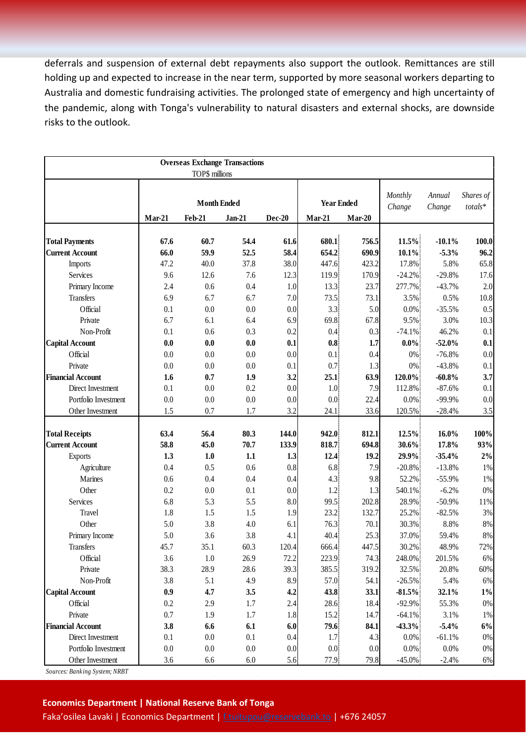deferrals and suspension of external debt repayments also support the outlook. Remittances are still holding up and expected to increase in the near term, supported by more seasonal workers departing to Australia and domestic fundraising activities. The prolonged state of emergency and high uncertainty of the pandemic, along with Tonga's vulnerability to natural disasters and external shocks, are downside risks to the outlook.

**Overseas Exchange Transactions**
TOP$ millions

| | Month Ended | | | | Year Ended | | *Monthly Change* | *Annual Change* | *Shares of totals** |
|---|---|---|---|---|---|---|---|---|---|
| | **Mar-21** | **Feb-21** | **Jan-21** | **Dec-20** | **Mar-21** | **Mar-20** | | | |
| **Total Payments** | **67.6** | **60.7** | **54.4** | **61.6** | **680.1** | **756.5** | **11.5%** | **-10.1%** | **100.0** |
| **Current Account** | **66.0** | **59.9** | **52.5** | **58.4** | **654.2** | **690.9** | **10.1%** | **-5.3%** | **96.2** |
| Imports | 47.2 | 40.0 | 37.8 | 38.0 | 447.6 | 423.2 | 17.8% | 5.8% | 65.8 |
| Services | 9.6 | 12.6 | 7.6 | 12.3 | 119.9 | 170.9 | -24.2% | -29.8% | 17.6 |
| Primary Income | 2.4 | 0.6 | 0.4 | 1.0 | 13.3 | 23.7 | 277.7% | -43.7% | 2.0 |
| Transfers | 6.9 | 6.7 | 6.7 | 7.0 | 73.5 | 73.1 | 3.5% | 0.5% | 10.8 |
| Official | 0.1 | 0.0 | 0.0 | 0.0 | 3.3 | 5.0 | 0.0% | -35.5% | 0.5 |
| Private | 6.7 | 6.1 | 6.4 | 6.9 | 69.8 | 67.8 | 9.5% | 3.0% | 10.3 |
| Non-Profit | 0.1 | 0.6 | 0.3 | 0.2 | 0.4 | 0.3 | -74.1% | 46.2% | 0.1 |
| **Capital Account** | **0.0** | **0.0** | **0.0** | **0.1** | **0.8** | **1.7** | **0.0%** | **-52.0%** | **0.1** |
| Official | 0.0 | 0.0 | 0.0 | 0.0 | 0.1 | 0.4 | 0% | -76.8% | 0.0 |
| Private | 0.0 | 0.0 | 0.0 | 0.1 | 0.7 | 1.3 | 0% | -43.8% | 0.1 |
| **Financial Account** | **1.6** | **0.7** | **1.9** | **3.2** | **25.1** | **63.9** | **120.0%** | **-60.8%** | **3.7** |
| Direct Investment | 0.1 | 0.0 | 0.2 | 0.0 | 1.0 | 7.9 | 112.8% | -87.6% | 0.1 |
| Portfolio Investment | 0.0 | 0.0 | 0.0 | 0.0 | 0.0 | 22.4 | 0.0% | -99.9% | 0.0 |
| Other Investment | 1.5 | 0.7 | 1.7 | 3.2 | 24.1 | 33.6 | 120.5% | -28.4% | 3.5 |
| **Total Receipts** | **63.4** | **56.4** | **80.3** | **144.0** | **942.0** | **812.1** | **12.5%** | **16.0%** | **100%** |
| **Current Account** | **58.8** | **45.0** | **70.7** | **133.9** | **818.7** | **694.8** | **30.6%** | **17.8%** | **93%** |
| Exports | **1.3** | **1.0** | **1.1** | **1.3** | **12.4** | **19.2** | **29.9%** | **-35.4%** | **2%** |
| Agriculture | 0.4 | 0.5 | 0.6 | 0.8 | 6.8 | 7.9 | -20.8% | -13.8% | 1% |
| Marines | 0.6 | 0.4 | 0.4 | 0.4 | 4.3 | 9.8 | 52.2% | -55.9% | 1% |
| Other | 0.2 | 0.0 | 0.1 | 0.0 | 1.2 | 1.3 | 540.1% | -6.2% | 0% |
| Services | 6.8 | 5.3 | 5.5 | 8.0 | 99.5 | 202.8 | 28.9% | -50.9% | 11% |
| Travel | 1.8 | 1.5 | 1.5 | 1.9 | 23.2 | 132.7 | 25.2% | -82.5% | 3% |
| Other | 5.0 | 3.8 | 4.0 | 6.1 | 76.3 | 70.1 | 30.3% | 8.8% | 8% |
| Primary Income | 5.0 | 3.6 | 3.8 | 4.1 | 40.4 | 25.3 | 37.0% | 59.4% | 8% |
| Transfers | 45.7 | 35.1 | 60.3 | 120.4 | 666.4 | 447.5 | 30.2% | 48.9% | 72% |
| Official | 3.6 | 1.0 | 26.9 | 72.2 | 223.9 | 74.3 | 248.0% | 201.5% | 6% |
| Private | 38.3 | 28.9 | 28.6 | 39.3 | 385.5 | 319.2 | 32.5% | 20.8% | 60% |
| Non-Profit | 3.8 | 5.1 | 4.9 | 8.9 | 57.0 | 54.1 | -26.5% | 5.4% | 6% |
| **Capital Account** | **0.9** | **4.7** | **3.5** | **4.2** | **43.8** | **33.1** | **-81.5%** | **32.1%** | **1%** |
| Official | 0.2 | 2.9 | 1.7 | 2.4 | 28.6 | 18.4 | -92.9% | 55.3% | 0% |
| Private | 0.7 | 1.9 | 1.7 | 1.8 | 15.2 | 14.7 | -64.1% | 3.1% | 1% |
| **Financial Account** | **3.8** | **6.6** | **6.1** | **6.0** | **79.6** | **84.1** | **-43.3%** | **-5.4%** | **6%** |
| Direct Investment | 0.1 | 0.0 | 0.1 | 0.4 | 1.7 | 4.3 | 0.0% | -61.1% | 0% |
| Portfolio Investment | 0.0 | 0.0 | 0.0 | 0.0 | 0.0 | 0.0 | 0.0% | 0.0% | 0% |
| Other Investment | 3.6 | 6.6 | 6.0 | 5.6 | 77.9 | 79.8 | -45.0% | -2.4% | 6% |

*Sources: Banking System; NRBT*

**Economics Department | National Reserve Bank of Tonga**

Faka'osilea Lavaki | Economics Department | f.tuitupou@reservebank.to | +676 24057